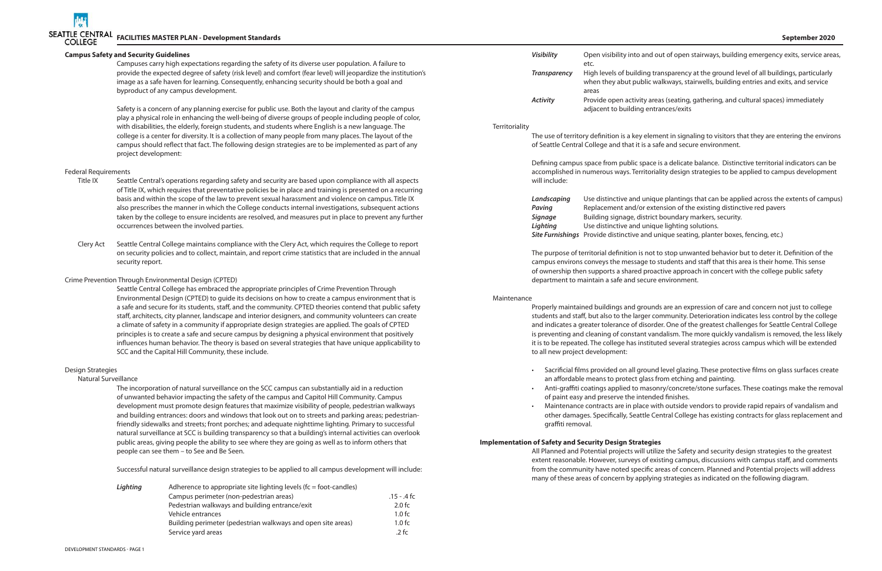## Campus Safety and Security Guidelines

Campuses carry high expectations regarding the safety of its diverse user population. A failure to provide the expected degree of safety (risk level) and comfort (fear level) will jeopardize the institution's image as a safe haven for learning. Consequently, enhancing security should be both a goal and byproduct of any campus development.

Safety is a concern of any planning exercise for public use. Both the layout and clarity of the campus play a physical role in enhancing the well-being of diverse groups of people including people of color, with disabilities, the elderly, foreign students, and students where English is a new language. The college is a center for diversity. It is a collection of many people from many places. The layout of the campus should reflect that fact. The following design strategies are to be implemented as part of any project development:

### Federal Requirements

**Title IX** — Seattle Central's operations regarding safety and security are based upon compliance with all aspects of Title IX, which requires that preventative policies be in place and training is presented on a recurring basis and within the scope of the law to prevent sexual harassment and violence on campus. Title IX also prescribes the manner in which the College conducts internal investigations, subsequent actions taken by the college to ensure incidents are resolved, and measures put in place to prevent any further occurrences between the involved parties.

**Clery Act** — Seattle Central College maintains compliance with the Clery Act, which requires the College to report on security policies and to collect, maintain, and report crime statistics that are included in the annual security report.

### Crime Prevention Through Environmental Design (CPTED)

Seattle Central College has embraced the appropriate principles of Crime Prevention Through Environmental Design (CPTED) to guide its decisions on how to create a campus environment that is a safe and secure for its students, staff, and the community. CPTED theories contend that public safety staff, architects, city planner, landscape and interior designers, and community volunteers can create a climate of safety in a community if appropriate design strategies are applied. The goals of CPTED principles is to create a safe and secure campus by designing a physical environment that positively influences human behavior. The theory is based on several strategies that have unique applicability to SCC and the Capital Hill Community, these include.

### Design Strategies

#### Natural Surveillance

The incorporation of natural surveillance on the SCC campus can substantially aid in a reduction of unwanted behavior impacting the safety of the campus and Capitol Hill Community. Campus development must promote design features that maximize visibility of people, pedestrian walkways and building entrances: doors and windows that look out on to streets and parking areas; pedestrian-friendly sidewalks and streets; front porches; and adequate nighttime lighting. Primary to successful natural surveillance at SCC is building transparency so that a building's internal activities can overlook public areas, giving people the ability to see where they are going as well as to inform others that people can see them – to See and Be Seen.

Successful natural surveillance design strategies to be applied to all campus development will include:

***Lighting*** — Adherence to appropriate site lighting levels (fc = foot-candles)

| Area | Level |
|---|---|
| Campus perimeter (non-pedestrian areas) | .15 - .4 fc |
| Pedestrian walkways and building entrance/exit | 2.0 fc |
| Vehicle entrances | 1.0 fc |
| Building perimeter (pedestrian walkways and open site areas) | 1.0 fc |
| Service yard areas | .2 fc |

***Visibility*** — Open visibility into and out of open stairways, building emergency exits, service areas, etc.

***Transparency*** — High levels of building transparency at the ground level of all buildings, particularly when they abut public walkways, stairwells, building entries and exits, and service areas

***Activity*** — Provide open activity areas (seating, gathering, and cultural spaces) immediately adjacent to building entrances/exits

#### Territoriality

The use of territory definition is a key element in signaling to visitors that they are entering the environs of Seattle Central College and that it is a safe and secure environment.

Defining campus space from public space is a delicate balance. Distinctive territorial indicators can be accomplished in numerous ways. Territoriality design strategies to be applied to campus development will include:

***Landscaping*** — Use distinctive and unique plantings that can be applied across the extents of campus)
***Paving*** — Replacement and/or extension of the existing distinctive red pavers
***Signage*** — Building signage, district boundary markers, security.
***Lighting*** — Use distinctive and unique lighting solutions.
***Site Furnishings*** — Provide distinctive and unique seating, planter boxes, fencing, etc.)

The purpose of territorial definition is not to stop unwanted behavior but to deter it. Definition of the campus environs conveys the message to students and staff that this area is their home. This sense of ownership then supports a shared proactive approach in concert with the college public safety department to maintain a safe and secure environment.

#### Maintenance

Properly maintained buildings and grounds are an expression of care and concern not just to college students and staff, but also to the larger community. Deterioration indicates less control by the college and indicates a greater tolerance of disorder. One of the greatest challenges for Seattle Central College is preventing and cleaning of constant vandalism. The more quickly vandalism is removed, the less likely it is to be repeated. The college has instituted several strategies across campus which will be extended to all new project development:

- Sacrificial films provided on all ground level glazing. These protective films on glass surfaces create an affordable means to protect glass from etching and painting.
- Anti-graffiti coatings applied to masonry/concrete/stone surfaces. These coatings make the removal of paint easy and preserve the finished finishes.
- Maintenance contracts are in place with outside vendors to provide rapid repairs of vandalism and other damages. Specifically, Seattle Central College has existing contracts for glass replacement and graffiti removal.

## Implementation of Safety and Security Design Strategies

All Planned and Potential projects will utilize the Safety and security design strategies to the greatest extent reasonable. However, surveys of existing campus, discussions with campus staff, and comments from the community have noted specific areas of concern. Planned and Potential projects will address many of these areas of concern by applying strategies as indicated on the following diagram.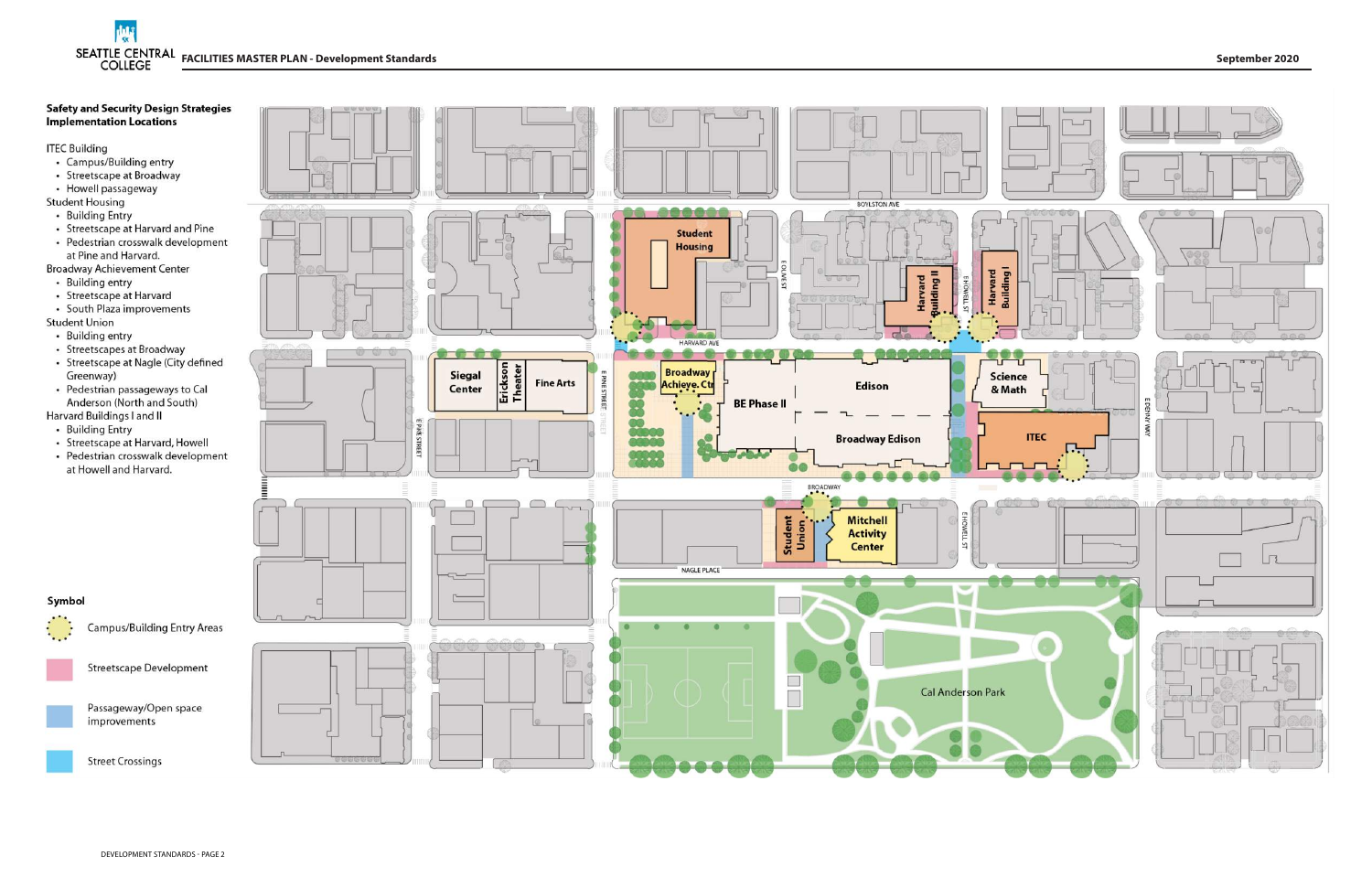### Safety and Security Design Strategies Implementation Locations

ITEC Building
- Campus/Building entry
- Streetscape at Broadway
- Howell passageway

Student Housing
- Building Entry
- Streetscape at Harvard and Pine
- Pedestrian crosswalk development at Pine and Harvard.

Broadway Achievement Center
- Building entry
- Streetscape at Harvard
- South Plaza improvements

Student Union
- Building entry
- Streetscapes at Broadway
- Streetscape at Nagle (City defined Greenway)
- Pedestrian passageways to Cal Anderson (North and South)

Harvard Buildings I and II
- Building Entry
- Streetscape at Harvard, Howell
- Pedestrian crosswalk development at Howell and Harvard.

**Symbol**

Campus/Building Entry Areas

Streetscape Development

Passageway/Open space improvements

Street Crossings

BOYLSTON AVE

Student Housing

E OLIVE ST

Harvard Building II

E HOWELL ST

Harvard Building I

HARVARD AVE

Siegal Center

Erickson Theater

Fine Arts

E PINE STREET

Broadway Achieve. Ctr

BE Phase II

Edison

Broadway Edison

Science & Math

ITEC

E DENNY WAY

E PIKE STREET

BROADWAY

Student Union

Mitchell Activity Center

E HOWELL ST

NAGLE PLACE

Cal Anderson Park